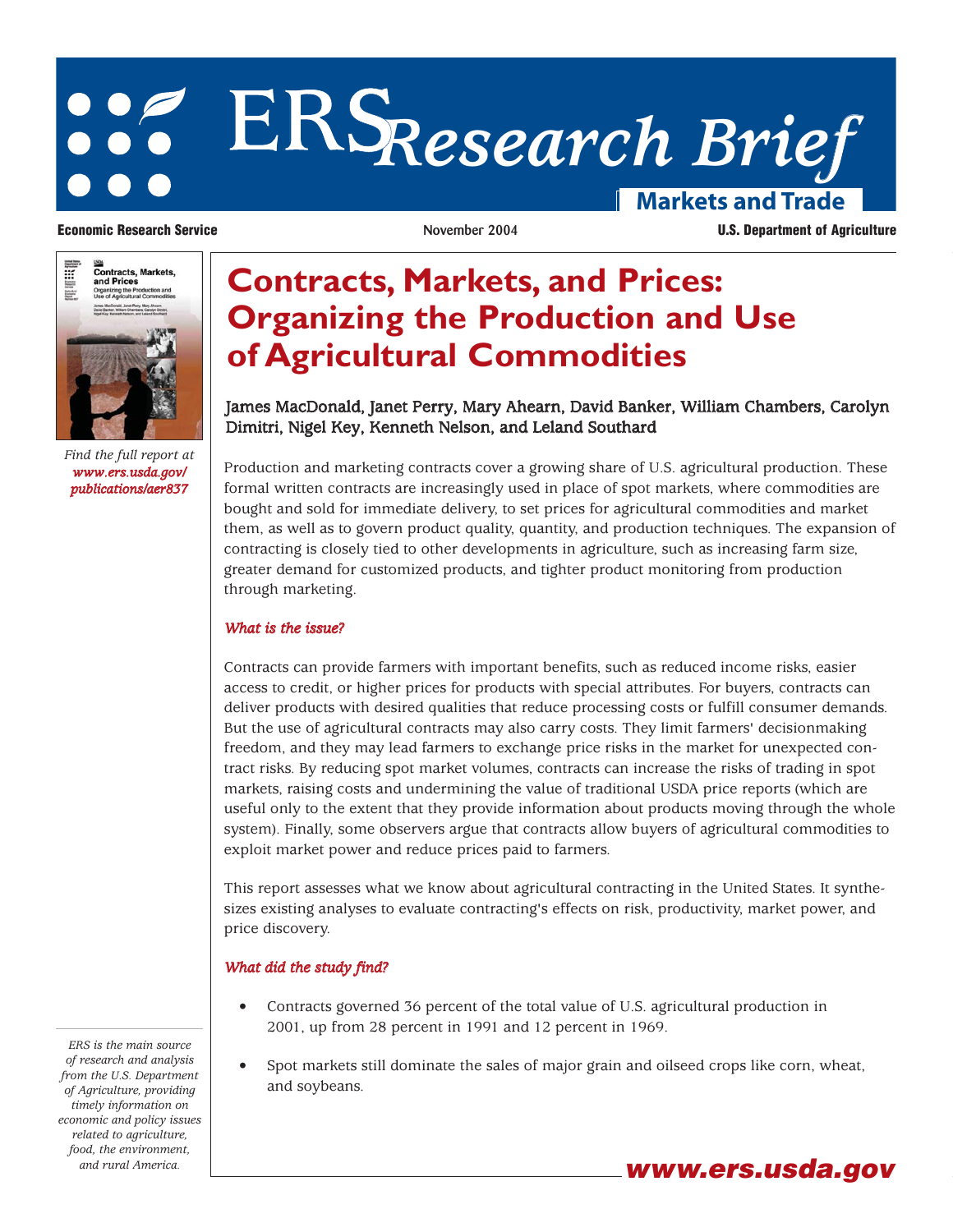# ERS Research Brief

**Markets and Trade**

**Economic Research Service** | November 2004 | **U.S. Department of Agriculture**

*Find the full report at www.ers.usda.gov/publications/aer837*

# Contracts, Markets, and Prices: Organizing the Production and Use of Agricultural Commodities

James MacDonald, Janet Perry, Mary Ahearn, David Banker, William Chambers, Carolyn Dimitri, Nigel Key, Kenneth Nelson, and Leland Southard

Production and marketing contracts cover a growing share of U.S. agricultural production. These formal written contracts are increasingly used in place of spot markets, where commodities are bought and sold for immediate delivery, to set prices for agricultural commodities and market them, as well as to govern product quality, quantity, and production techniques. The expansion of contracting is closely tied to other developments in agriculture, such as increasing farm size, greater demand for customized products, and tighter product monitoring from production through marketing.

### *What is the issue?*

Contracts can provide farmers with important benefits, such as reduced income risks, easier access to credit, or higher prices for products with special attributes. For buyers, contracts can deliver products with desired qualities that reduce processing costs or fulfill consumer demands. But the use of agricultural contracts may also carry costs. They limit farmers' decisionmaking freedom, and they may lead farmers to exchange price risks in the market for unexpected contract risks. By reducing spot market volumes, contracts can increase the risks of trading in spot markets, raising costs and undermining the value of traditional USDA price reports (which are useful only to the extent that they provide information about products moving through the whole system). Finally, some observers argue that contracts allow buyers of agricultural commodities to exploit market power and reduce prices paid to farmers.

This report assesses what we know about agricultural contracting in the United States. It synthesizes existing analyses to evaluate contracting's effects on risk, productivity, market power, and price discovery.

### *What did the study find?*

- Contracts governed 36 percent of the total value of U.S. agricultural production in 2001, up from 28 percent in 1991 and 12 percent in 1969.
- Spot markets still dominate the sales of major grain and oilseed crops like corn, wheat, and soybeans.

*ERS is the main source of research and analysis from the U.S. Department of Agriculture, providing timely information on economic and policy issues related to agriculture, food, the environment, and rural America.*

**www.ers.usda.gov**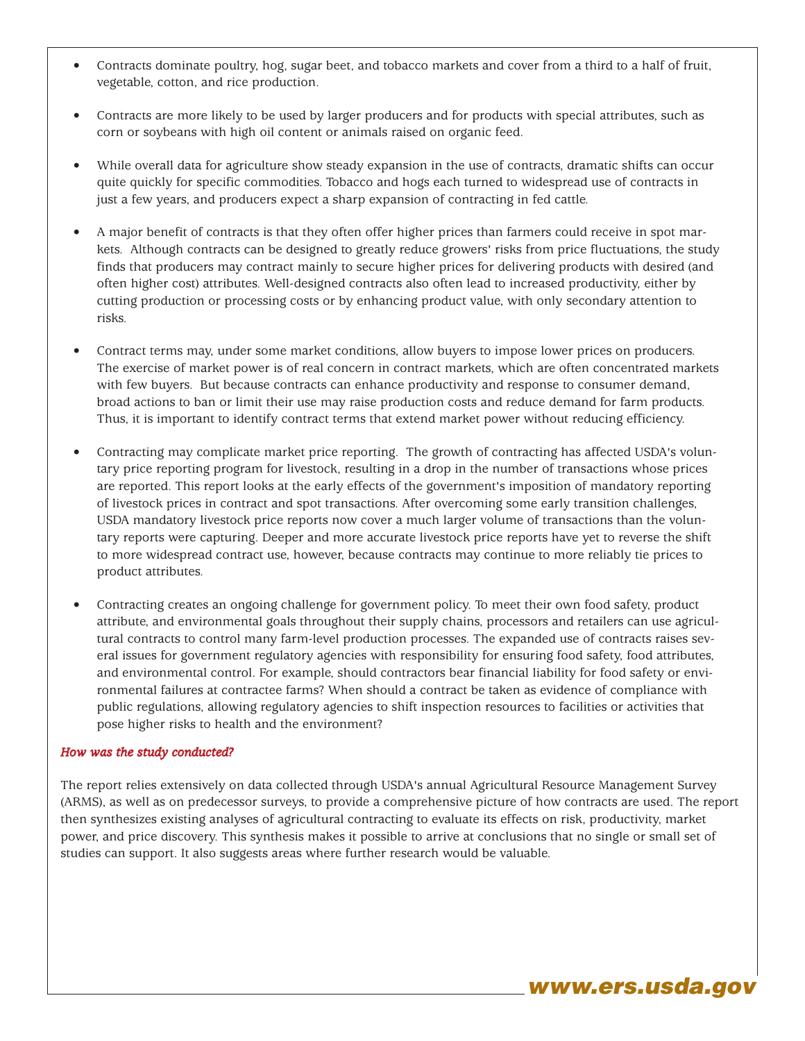- Contracts dominate poultry, hog, sugar beet, and tobacco markets and cover from a third to a half of fruit, vegetable, cotton, and rice production.

- Contracts are more likely to be used by larger producers and for products with special attributes, such as corn or soybeans with high oil content or animals raised on organic feed.

- While overall data for agriculture show steady expansion in the use of contracts, dramatic shifts can occur quite quickly for specific commodities. Tobacco and hogs each turned to widespread use of contracts in just a few years, and producers expect a sharp expansion of contracting in fed cattle.

- A major benefit of contracts is that they often offer higher prices than farmers could receive in spot markets. Although contracts can be designed to greatly reduce growers' risks from price fluctuations, the study finds that producers may contract mainly to secure higher prices for delivering products with desired (and often higher cost) attributes. Well-designed contracts also often lead to increased productivity, either by cutting production or processing costs or by enhancing product value, with only secondary attention to risks.

- Contract terms may, under some market conditions, allow buyers to impose lower prices on producers. The exercise of market power is of real concern in contract markets, which are often concentrated markets with few buyers. But because contracts can enhance productivity and response to consumer demand, broad actions to ban or limit their use may raise production costs and reduce demand for farm products. Thus, it is important to identify contract terms that extend market power without reducing efficiency.

- Contracting may complicate market price reporting. The growth of contracting has affected USDA's voluntary price reporting program for livestock, resulting in a drop in the number of transactions whose prices are reported. This report looks at the early effects of the government's imposition of mandatory reporting of livestock prices in contract and spot transactions. After overcoming some early transition challenges, USDA mandatory livestock price reports now cover a much larger volume of transactions than the voluntary reports were capturing. Deeper and more accurate livestock price reports have yet to reverse the shift to more widespread contract use, however, because contracts may continue to more reliably tie prices to product attributes.

- Contracting creates an ongoing challenge for government policy. To meet their own food safety, product attribute, and environmental goals throughout their supply chains, processors and retailers can use agricultural contracts to control many farm-level production processes. The expanded use of contracts raises several issues for government regulatory agencies with responsibility for ensuring food safety, food attributes, and environmental control. For example, should contractors bear financial liability for food safety or environmental failures at contractee farms? When should a contract be taken as evidence of compliance with public regulations, allowing regulatory agencies to shift inspection resources to facilities or activities that pose higher risks to health and the environment?

### *How was the study conducted?*

The report relies extensively on data collected through USDA's annual Agricultural Resource Management Survey (ARMS), as well as on predecessor surveys, to provide a comprehensive picture of how contracts are used. The report then synthesizes existing analyses of agricultural contracting to evaluate its effects on risk, productivity, market power, and price discovery. This synthesis makes it possible to arrive at conclusions that no single or small set of studies can support. It also suggests areas where further research would be valuable.